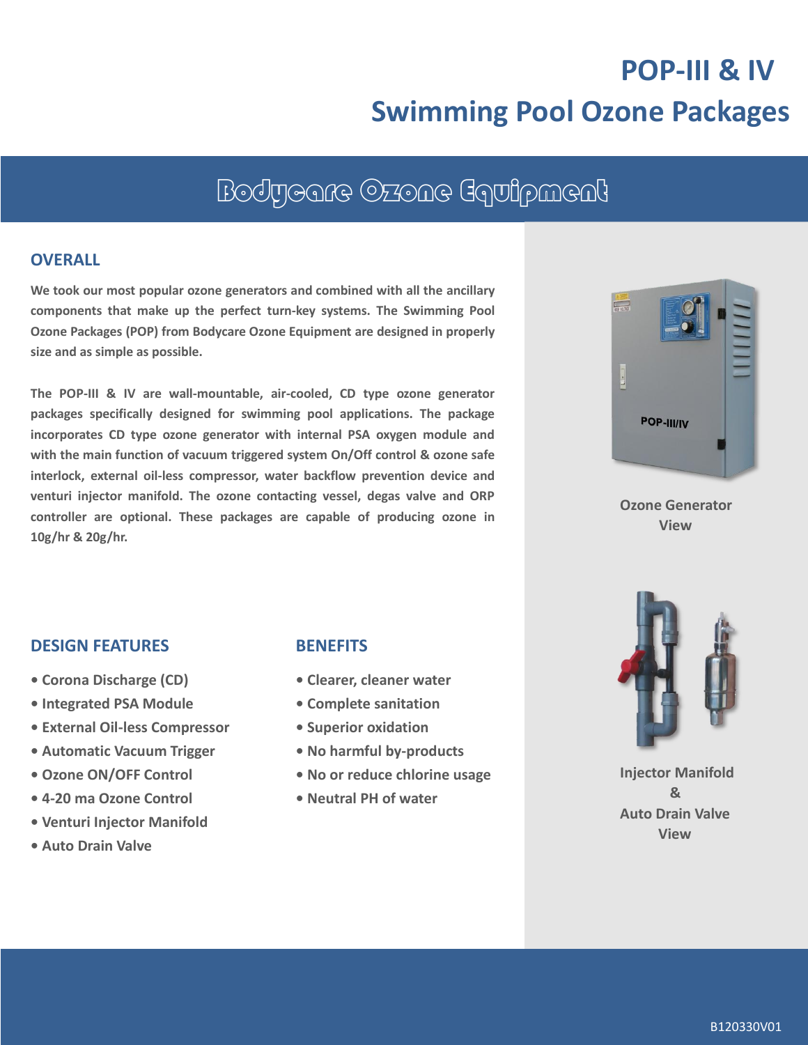# POP-III & IV
# Swimming Pool Ozone Packages

## Bodycare Ozone Equipment

### OVERALL

**We took our most popular ozone generators and combined with all the ancillary components that make up the perfect turn-key systems. The Swimming Pool Ozone Packages (POP) from Bodycare Ozone Equipment are designed in properly size and as simple as possible.**

**The POP-III & IV are wall-mountable, air-cooled, CD type ozone generator packages specifically designed for swimming pool applications. The package incorporates CD type ozone generator with internal PSA oxygen module and with the main function of vacuum triggered system On/Off control & ozone safe interlock, external oil-less compressor, water backflow prevention device and venturi injector manifold. The ozone contacting vessel, degas valve and ORP controller are optional. These packages are capable of producing ozone in 10g/hr & 20g/hr.**

Ozone Generator View

### DESIGN FEATURES

- Corona Discharge (CD)
- Integrated PSA Module
- External Oil-less Compressor
- Automatic Vacuum Trigger
- Ozone ON/OFF Control
- 4-20 ma Ozone Control
- Venturi Injector Manifold
- Auto Drain Valve

### BENEFITS

- Clearer, cleaner water
- Complete sanitation
- Superior oxidation
- No harmful by-products
- No or reduce chlorine usage
- Neutral PH of water

Injector Manifold & Auto Drain Valve View

B120330V01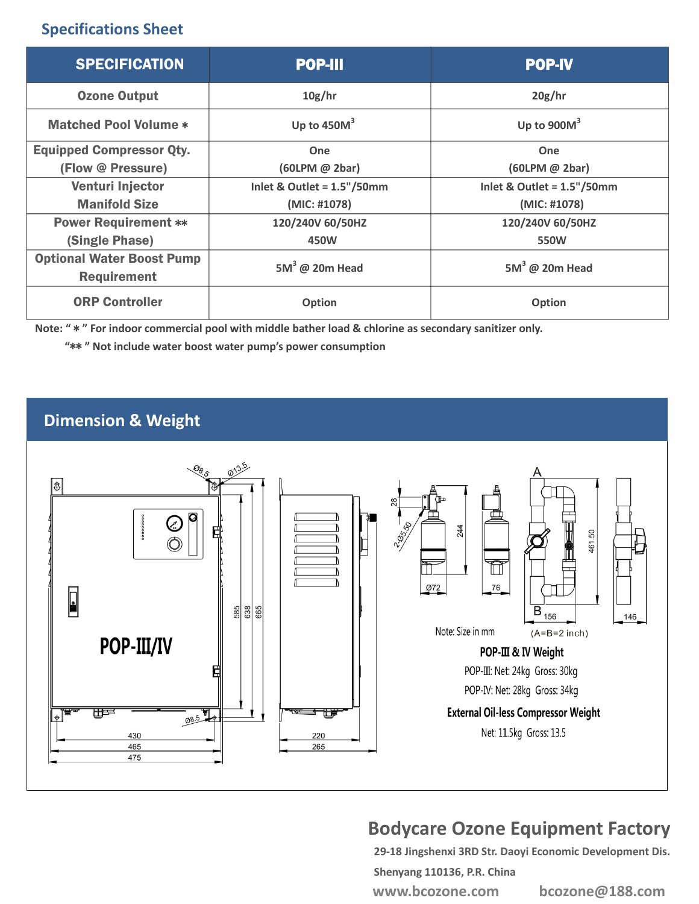## Specifications Sheet

| SPECIFICATION | POP-III | POP-IV |
|---|---|---|
| Ozone Output | 10g/hr | 20g/hr |
| Matched Pool Volume * | Up to $450M^3$ | Up to $900M^3$ |
| Equipped Compressor Qty. (Flow @ Pressure) | One (60LPM @ 2bar) | One (60LPM @ 2bar) |
| Venturi Injector Manifold Size | Inlet & Outlet = 1.5"/50mm (MIC: #1078) | Inlet & Outlet = 1.5"/50mm (MIC: #1078) |
| Power Requirement ** (Single Phase) | 120/240V 60/50HZ 450W | 120/240V 60/50HZ 550W |
| Optional Water Boost Pump Requirement | $5M^3$ @ 20m Head | $5M^3$ @ 20m Head |
| ORP Controller | Option | Option |

Note: " * " For indoor commercial pool with middle bather load & chlorine as secondary sanitizer only.

"** " Not include water boost water pump's power consumption

## Dimension & Weight

POP-III/IV

Ø8.5 Ø13.5 585 638 665 Ø8.5 430 465 475 220 265

28 2-Ø5.50 244 Ø72 76

A B 461.50 156 146

Note: Size in mm

(A=B=2 inch)

**POP-III & IV Weight**

POP-III: Net: 24kg Gross: 30kg

POP-IV: Net: 28kg Gross: 34kg

**External Oil-less Compressor Weight**

Net: 11.5kg Gross: 13.5

**Bodycare Ozone Equipment Factory**

29-18 Jingshenxi 3RD Str. Daoyi Economic Development Dis.

Shenyang 110136, P.R. China

www.bcozone.com bcozone@188.com